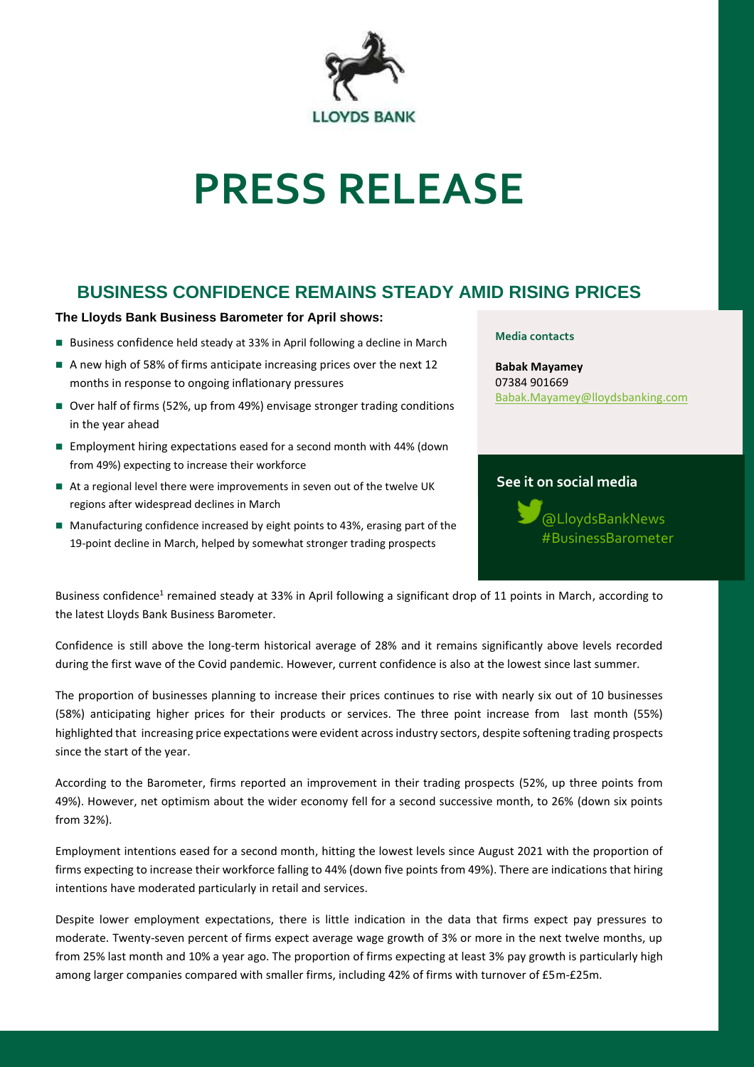# PRESS RELEASE

## BUSINESS CONFIDENCE REMAINS STEADY AMID RISING PRICES

**The Lloyds Bank Business Barometer for April shows:**

- Business confidence held steady at 33% in April following a decline in March
- A new high of 58% of firms anticipate increasing prices over the next 12 months in response to ongoing inflationary pressures
- Over half of firms (52%, up from 49%) envisage stronger trading conditions in the year ahead
- Employment hiring expectations eased for a second month with 44% (down from 49%) expecting to increase their workforce
- At a regional level there were improvements in seven out of the twelve UK regions after widespread declines in March
- Manufacturing confidence increased by eight points to 43%, erasing part of the 19-point decline in March, helped by somewhat stronger trading prospects

**Media contacts**

**Babak Mayamey**
07384 901669
Babak.Mayamey@lloydsbanking.com

**See it on social media**

@LloydsBankNews
#BusinessBarometer

Business confidence[1] remained steady at 33% in April following a significant drop of 11 points in March, according to the latest Lloyds Bank Business Barometer.

Confidence is still above the long-term historical average of 28% and it remains significantly above levels recorded during the first wave of the Covid pandemic. However, current confidence is also at the lowest since last summer.

The proportion of businesses planning to increase their prices continues to rise with nearly six out of 10 businesses (58%) anticipating higher prices for their products or services. The three point increase from last month (55%) highlighted that increasing price expectations were evident across industry sectors, despite softening trading prospects since the start of the year.

According to the Barometer, firms reported an improvement in their trading prospects (52%, up three points from 49%). However, net optimism about the wider economy fell for a second successive month, to 26% (down six points from 32%).

Employment intentions eased for a second month, hitting the lowest levels since August 2021 with the proportion of firms expecting to increase their workforce falling to 44% (down five points from 49%). There are indications that hiring intentions have moderated particularly in retail and services.

Despite lower employment expectations, there is little indication in the data that firms expect pay pressures to moderate. Twenty-seven percent of firms expect average wage growth of 3% or more in the next twelve months, up from 25% last month and 10% a year ago. The proportion of firms expecting at least 3% pay growth is particularly high among larger companies compared with smaller firms, including 42% of firms with turnover of £5m-£25m.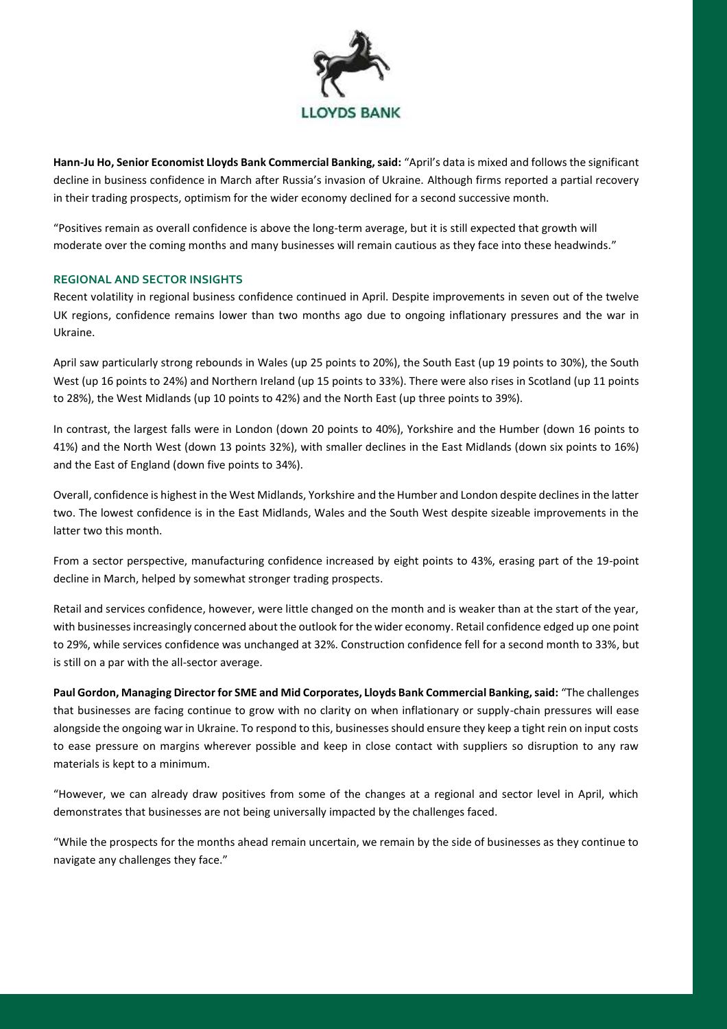**Hann-Ju Ho, Senior Economist Lloyds Bank Commercial Banking, said:** "April's data is mixed and follows the significant decline in business confidence in March after Russia's invasion of Ukraine. Although firms reported a partial recovery in their trading prospects, optimism for the wider economy declined for a second successive month.

"Positives remain as overall confidence is above the long-term average, but it is still expected that growth will moderate over the coming months and many businesses will remain cautious as they face into these headwinds."

## REGIONAL AND SECTOR INSIGHTS

Recent volatility in regional business confidence continued in April. Despite improvements in seven out of the twelve UK regions, confidence remains lower than two months ago due to ongoing inflationary pressures and the war in Ukraine.

April saw particularly strong rebounds in Wales (up 25 points to 20%), the South East (up 19 points to 30%), the South West (up 16 points to 24%) and Northern Ireland (up 15 points to 33%). There were also rises in Scotland (up 11 points to 28%), the West Midlands (up 10 points to 42%) and the North East (up three points to 39%).

In contrast, the largest falls were in London (down 20 points to 40%), Yorkshire and the Humber (down 16 points to 41%) and the North West (down 13 points 32%), with smaller declines in the East Midlands (down six points to 16%) and the East of England (down five points to 34%).

Overall, confidence is highest in the West Midlands, Yorkshire and the Humber and London despite declines in the latter two. The lowest confidence is in the East Midlands, Wales and the South West despite sizeable improvements in the latter two this month.

From a sector perspective, manufacturing confidence increased by eight points to 43%, erasing part of the 19-point decline in March, helped by somewhat stronger trading prospects.

Retail and services confidence, however, were little changed on the month and is weaker than at the start of the year, with businesses increasingly concerned about the outlook for the wider economy. Retail confidence edged up one point to 29%, while services confidence was unchanged at 32%. Construction confidence fell for a second month to 33%, but is still on a par with the all-sector average.

**Paul Gordon, Managing Director for SME and Mid Corporates, Lloyds Bank Commercial Banking, said:** "The challenges that businesses are facing continue to grow with no clarity on when inflationary or supply-chain pressures will ease alongside the ongoing war in Ukraine. To respond to this, businesses should ensure they keep a tight rein on input costs to ease pressure on margins wherever possible and keep in close contact with suppliers so disruption to any raw materials is kept to a minimum.

"However, we can already draw positives from some of the changes at a regional and sector level in April, which demonstrates that businesses are not being universally impacted by the challenges faced.

"While the prospects for the months ahead remain uncertain, we remain by the side of businesses as they continue to navigate any challenges they face."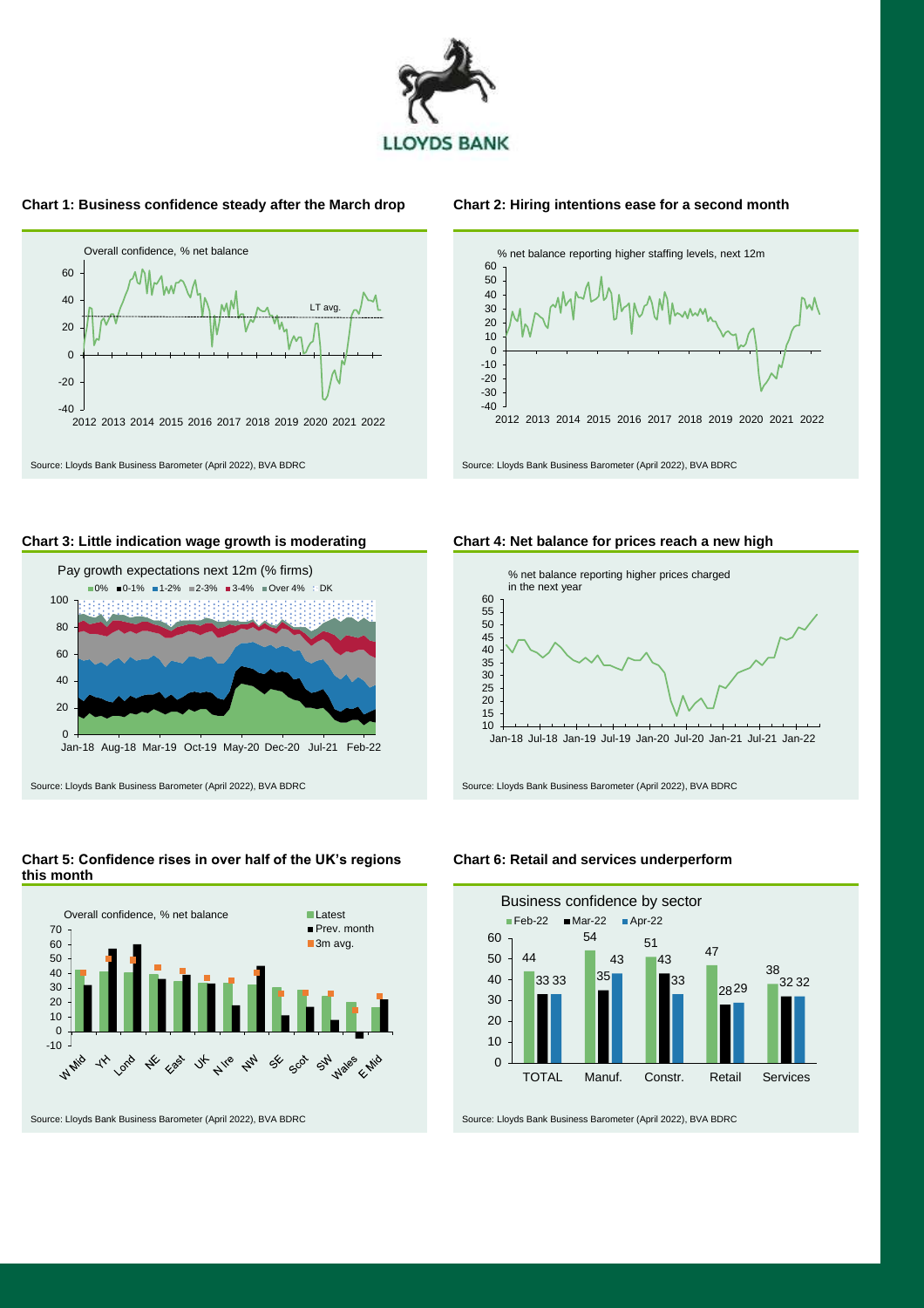LLOYDS BANK

**Chart 1: Business confidence steady after the March drop**

Overall confidence, % net balance

Source: Lloyds Bank Business Barometer (April 2022), BVA BDRC

**Chart 2: Hiring intentions ease for a second month**

% net balance reporting higher staffing levels, next 12m

Source: Lloyds Bank Business Barometer (April 2022), BVA BDRC

**Chart 3: Little indication wage growth is moderating**

Pay growth expectations next 12m (% firms)

Source: Lloyds Bank Business Barometer (April 2022), BVA BDRC

**Chart 4: Net balance for prices reach a new high**

% net balance reporting higher prices charged in the next year

Source: Lloyds Bank Business Barometer (April 2022), BVA BDRC

**Chart 5: Confidence rises in over half of the UK's regions this month**

Overall confidence, % net balance

Source: Lloyds Bank Business Barometer (April 2022), BVA BDRC

**Chart 6: Retail and services underperform**

Business confidence by sector

| | Feb-22 | Mar-22 | Apr-22 |
|---|---|---|---|
| TOTAL | 44 | 33 | 33 |
| Manuf. | 54 | 35 | 43 |
| Constr. | 51 | 43 | 33 |
| Retail | 47 | 28 | 29 |
| Services | 38 | 32 | 32 |

Source: Lloyds Bank Business Barometer (April 2022), BVA BDRC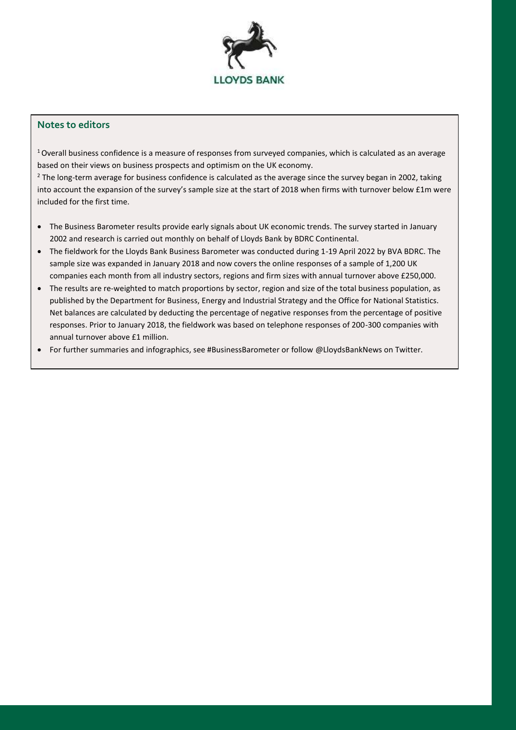LLOYDS BANK

## Notes to editors

[1] Overall business confidence is a measure of responses from surveyed companies, which is calculated as an average based on their views on business prospects and optimism on the UK economy.

[2] The long-term average for business confidence is calculated as the average since the survey began in 2002, taking into account the expansion of the survey's sample size at the start of 2018 when firms with turnover below £1m were included for the first time.

- The Business Barometer results provide early signals about UK economic trends. The survey started in January 2002 and research is carried out monthly on behalf of Lloyds Bank by BDRC Continental.
- The fieldwork for the Lloyds Bank Business Barometer was conducted during 1-19 April 2022 by BVA BDRC. The sample size was expanded in January 2018 and now covers the online responses of a sample of 1,200 UK companies each month from all industry sectors, regions and firm sizes with annual turnover above £250,000.
- The results are re-weighted to match proportions by sector, region and size of the total business population, as published by the Department for Business, Energy and Industrial Strategy and the Office for National Statistics. Net balances are calculated by deducting the percentage of negative responses from the percentage of positive responses. Prior to January 2018, the fieldwork was based on telephone responses of 200-300 companies with annual turnover above £1 million.
- For further summaries and infographics, see #BusinessBarometer or follow @LloydsBankNews on Twitter.